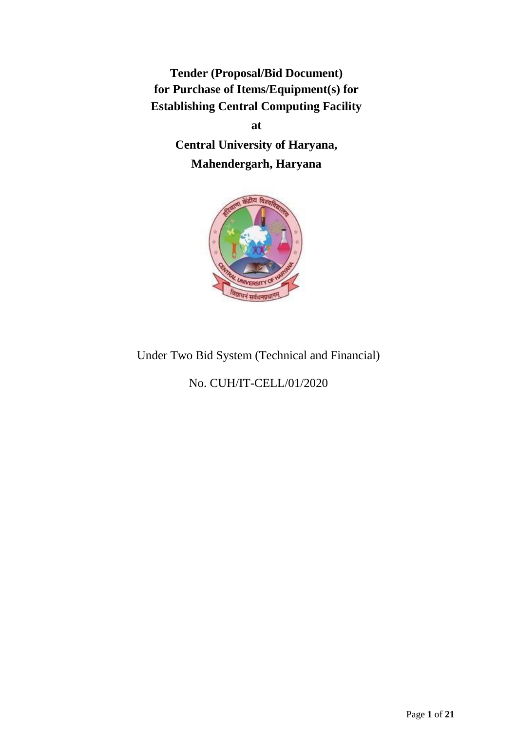# Tender (Proposal/Bid Document) for Purchase of Items/Equipment(s) for Establishing Central Computing Facility

**at**

**Central University of Haryana, Mahendergarh, Haryana**

Under Two Bid System (Technical and Financial)

No. CUH/IT-CELL/01/2020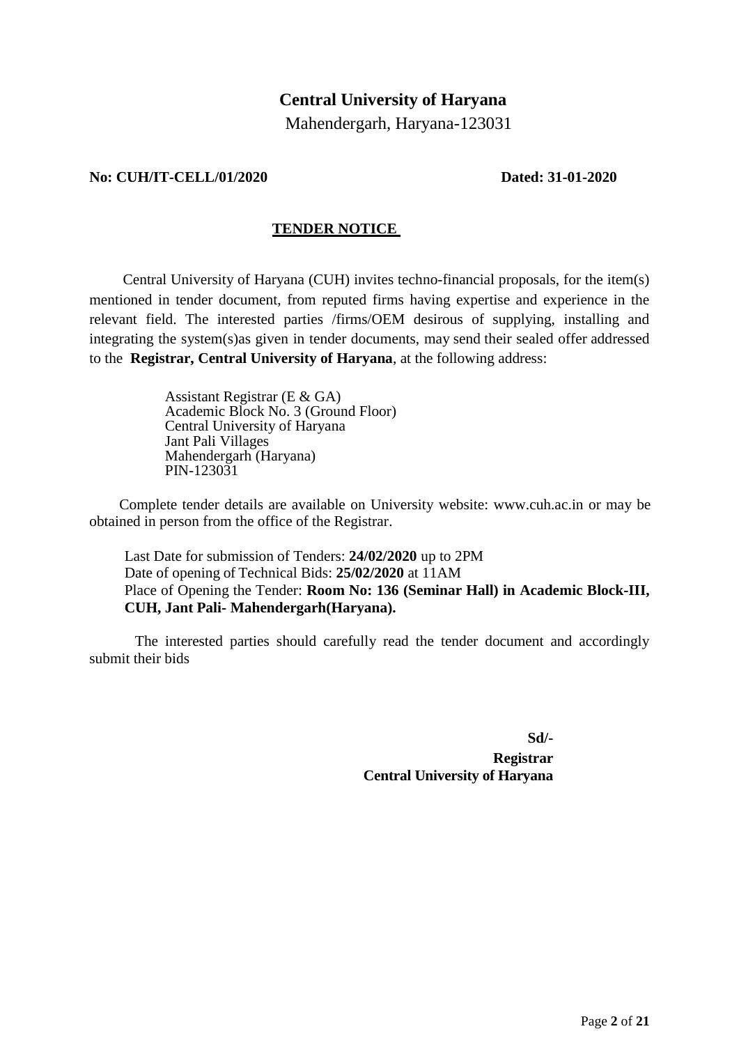# Central University of Haryana

Mahendergarh, Haryana-123031

**No: CUH/IT-CELL/01/2020** **Dated: 31-01-2020**

## TENDER NOTICE

Central University of Haryana (CUH) invites techno-financial proposals, for the item(s) mentioned in tender document, from reputed firms having expertise and experience in the relevant field. The interested parties /firms/OEM desirous of supplying, installing and integrating the system(s)as given in tender documents, may send their sealed offer addressed to the **Registrar, Central University of Haryana**, at the following address:

Assistant Registrar (E & GA)
Academic Block No. 3 (Ground Floor)
Central University of Haryana
Jant Pali Villages
Mahendergarh (Haryana)
PIN-123031

Complete tender details are available on University website: www.cuh.ac.in or may be obtained in person from the office of the Registrar.

Last Date for submission of Tenders: **24/02/2020** up to 2PM
Date of opening of Technical Bids: **25/02/2020** at 11AM
Place of Opening the Tender: **Room No: 136 (Seminar Hall) in Academic Block-III, CUH, Jant Pali- Mahendergarh(Haryana).**

The interested parties should carefully read the tender document and accordingly submit their bids

**Sd/-**
**Registrar**
**Central University of Haryana**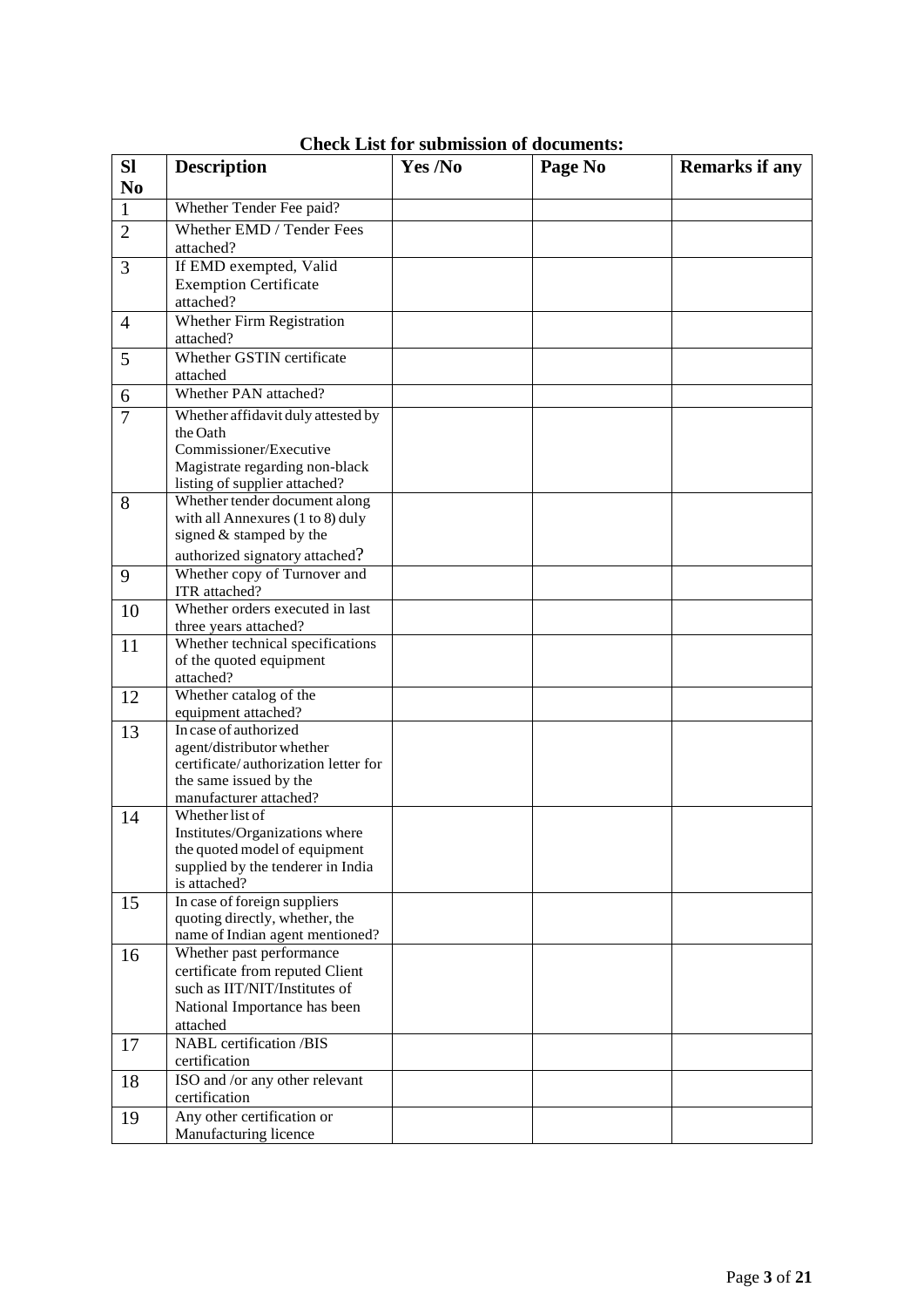**Check List for submission of documents:**

| Sl No | Description | Yes /No | Page No | Remarks if any |
|---|---|---|---|---|
| 1 | Whether Tender Fee paid? | | | |
| 2 | Whether EMD / Tender Fees attached? | | | |
| 3 | If EMD exempted, Valid Exemption Certificate attached? | | | |
| 4 | Whether Firm Registration attached? | | | |
| 5 | Whether GSTIN certificate attached | | | |
| 6 | Whether PAN attached? | | | |
| 7 | Whether affidavit duly attested by the Oath Commissioner/Executive Magistrate regarding non-black listing of supplier attached? | | | |
| 8 | Whether tender document along with all Annexures (1 to 8) duly signed & stamped by the authorized signatory attached? | | | |
| 9 | Whether copy of Turnover and ITR attached? | | | |
| 10 | Whether orders executed in last three years attached? | | | |
| 11 | Whether technical specifications of the quoted equipment attached? | | | |
| 12 | Whether catalog of the equipment attached? | | | |
| 13 | In case of authorized agent/distributor whether certificate/ authorization letter for the same issued by the manufacturer attached? | | | |
| 14 | Whether list of Institutes/Organizations where the quoted model of equipment supplied by the tenderer in India is attached? | | | |
| 15 | In case of foreign suppliers quoting directly, whether, the name of Indian agent mentioned? | | | |
| 16 | Whether past performance certificate from reputed Client such as IIT/NIT/Institutes of National Importance has been attached | | | |
| 17 | NABL certification /BIS certification | | | |
| 18 | ISO and /or any other relevant certification | | | |
| 19 | Any other certification or Manufacturing licence | | | |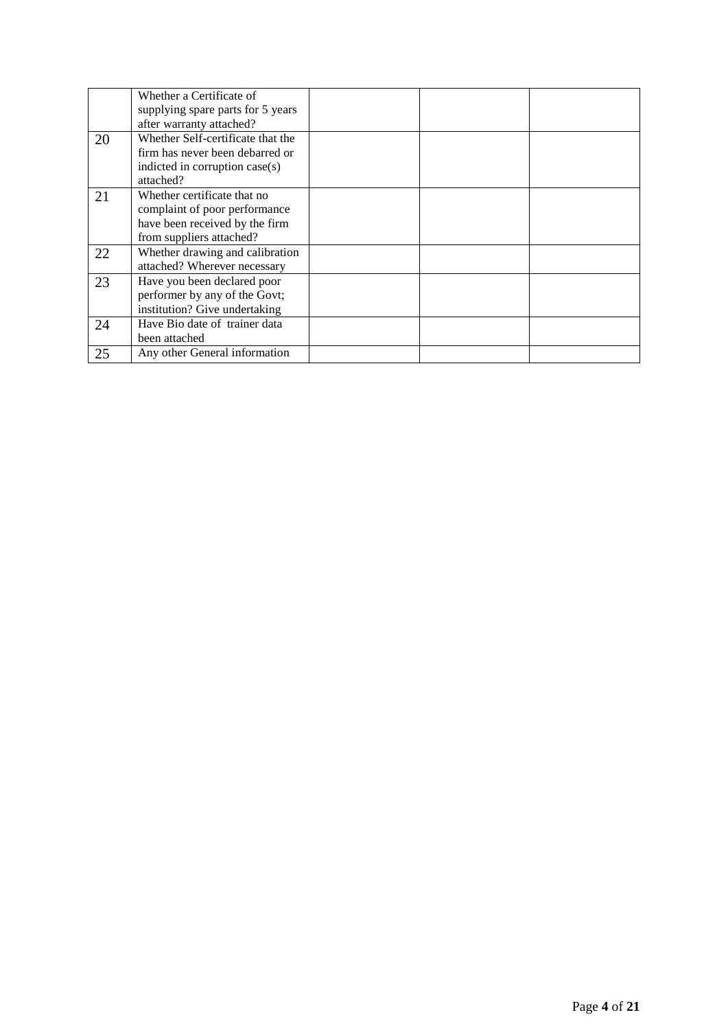| | | | | |
|---|---|---|---|---|
| | Whether a Certificate of supplying spare parts for 5 years after warranty attached? | | | |
| 20 | Whether Self-certificate that the firm has never been debarred or indicted in corruption case(s) attached? | | | |
| 21 | Whether certificate that no complaint of poor performance have been received by the firm from suppliers attached? | | | |
| 22 | Whether drawing and calibration attached? Wherever necessary | | | |
| 23 | Have you been declared poor performer by any of the Govt; institution? Give undertaking | | | |
| 24 | Have Bio date of trainer data been attached | | | |
| 25 | Any other General information | | | |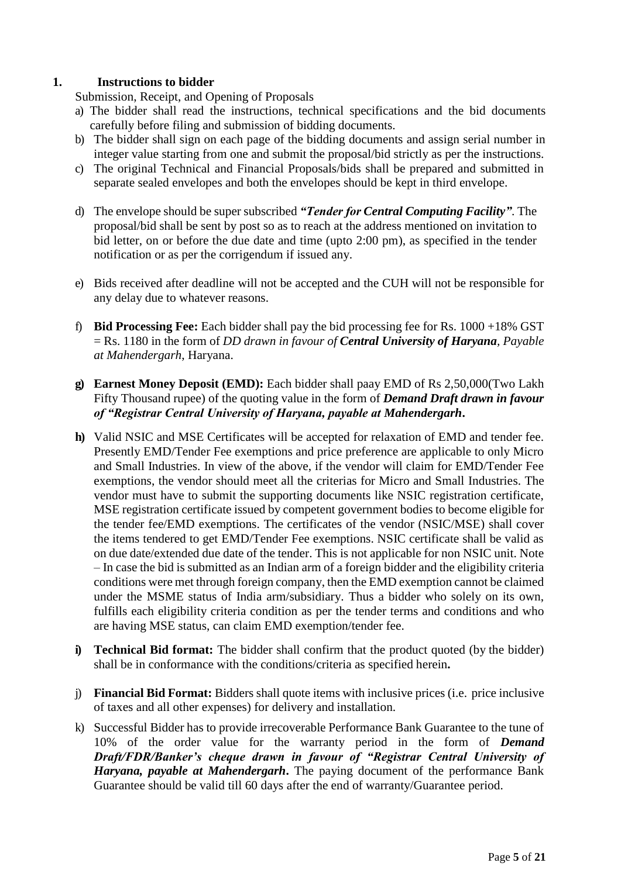## 1. Instructions to bidder

Submission, Receipt, and Opening of Proposals

a) The bidder shall read the instructions, technical specifications and the bid documents carefully before filing and submission of bidding documents.

b) The bidder shall sign on each page of the bidding documents and assign serial number in integer value starting from one and submit the proposal/bid strictly as per the instructions.

c) The original Technical and Financial Proposals/bids shall be prepared and submitted in separate sealed envelopes and both the envelopes should be kept in third envelope.

d) The envelope should be super subscribed ***"Tender for Central Computing Facility"***. The proposal/bid shall be sent by post so as to reach at the address mentioned on invitation to bid letter, on or before the due date and time (upto 2:00 pm), as specified in the tender notification or as per the corrigendum if issued any.

e) Bids received after deadline will not be accepted and the CUH will not be responsible for any delay due to whatever reasons.

f) **Bid Processing Fee:** Each bidder shall pay the bid processing fee for Rs. 1000 +18% GST = Rs. 1180 in the form of *DD drawn in favour of* ***Central University of Haryana***, *Payable at Mahendergarh*, Haryana.

g) **Earnest Money Deposit (EMD):** Each bidder shall paay EMD of Rs 2,50,000(Two Lakh Fifty Thousand rupee) of the quoting value in the form of ***Demand Draft drawn in favour of "Registrar Central University of Haryana, payable at Mahendergarh*.**

h) Valid NSIC and MSE Certificates will be accepted for relaxation of EMD and tender fee. Presently EMD/Tender Fee exemptions and price preference are applicable to only Micro and Small Industries. In view of the above, if the vendor will claim for EMD/Tender Fee exemptions, the vendor should meet all the criterias for Micro and Small Industries. The vendor must have to submit the supporting documents like NSIC registration certificate, MSE registration certificate issued by competent government bodies to become eligible for the tender fee/EMD exemptions. The certificates of the vendor (NSIC/MSE) shall cover the items tendered to get EMD/Tender Fee exemptions. NSIC certificate shall be valid as on due date/extended due date of the tender. This is not applicable for non NSIC unit. Note – In case the bid is submitted as an Indian arm of a foreign bidder and the eligibility criteria conditions were met through foreign company, then the EMD exemption cannot be claimed under the MSME status of India arm/subsidiary. Thus a bidder who solely on its own, fulfills each eligibility criteria condition as per the tender terms and conditions and who are having MSE status, can claim EMD exemption/tender fee.

i) **Technical Bid format:** The bidder shall confirm that the product quoted (by the bidder) shall be in conformance with the conditions/criteria as specified herein**.**

j) **Financial Bid Format:** Bidders shall quote items with inclusive prices (i.e. price inclusive of taxes and all other expenses) for delivery and installation.

k) Successful Bidder has to provide irrecoverable Performance Bank Guarantee to the tune of 10% of the order value for the warranty period in the form of ***Demand Draft/FDR/Banker's cheque drawn in favour of "Registrar Central University of Haryana, payable at Mahendergarh*.** The paying document of the performance Bank Guarantee should be valid till 60 days after the end of warranty/Guarantee period.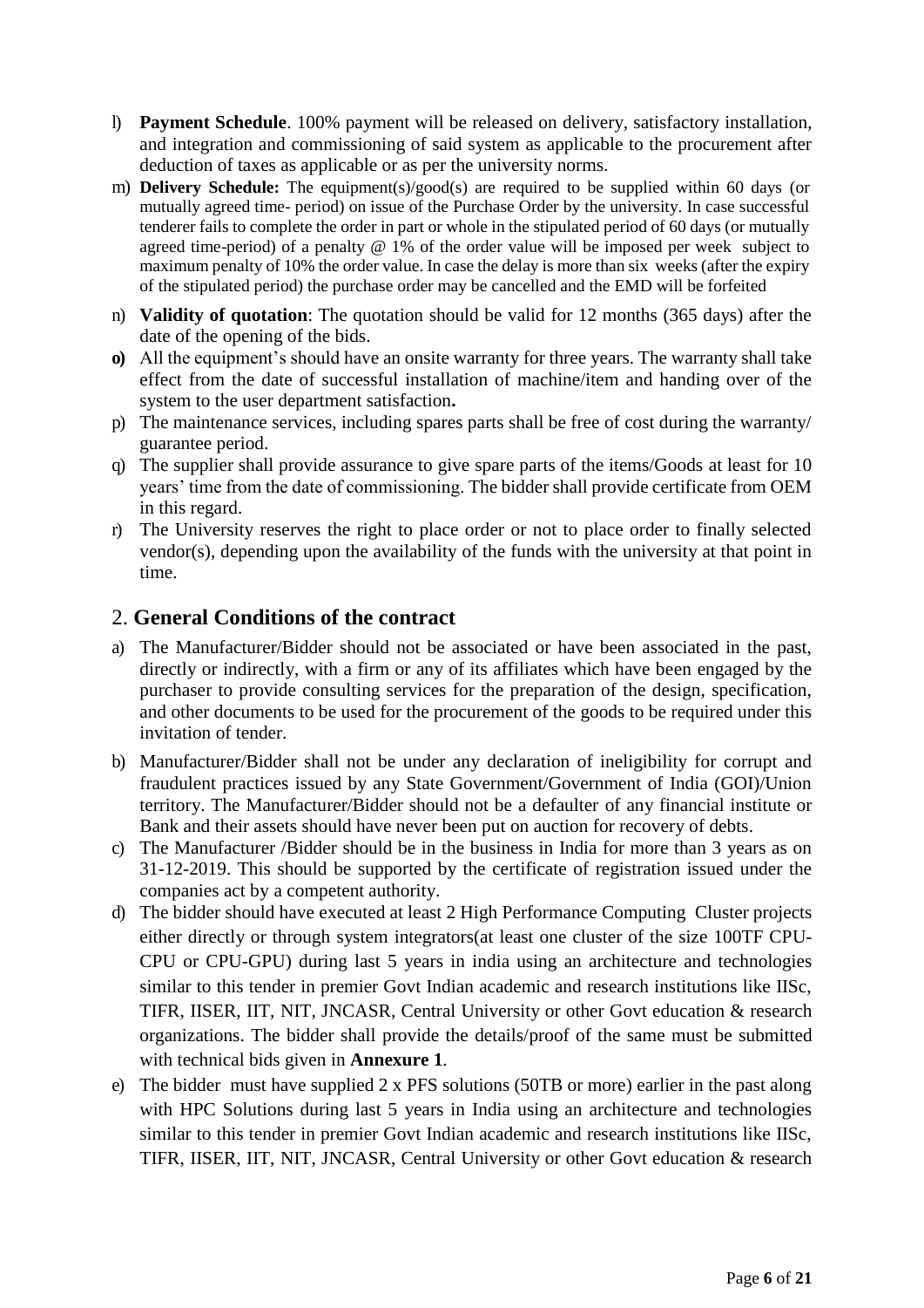l) **Payment Schedule**. 100% payment will be released on delivery, satisfactory installation, and integration and commissioning of said system as applicable to the procurement after deduction of taxes as applicable or as per the university norms.

m) **Delivery Schedule:** The equipment(s)/good(s) are required to be supplied within 60 days (or mutually agreed time- period) on issue of the Purchase Order by the university. In case successful tenderer fails to complete the order in part or whole in the stipulated period of 60 days (or mutually agreed time-period) of a penalty @ 1% of the order value will be imposed per week subject to maximum penalty of 10% the order value. In case the delay is more than six weeks (after the expiry of the stipulated period) the purchase order may be cancelled and the EMD will be forfeited

n) **Validity of quotation**: The quotation should be valid for 12 months (365 days) after the date of the opening of the bids.

**o)** All the equipment's should have an onsite warranty for three years. The warranty shall take effect from the date of successful installation of machine/item and handing over of the system to the user department satisfaction**.**

p) The maintenance services, including spares parts shall be free of cost during the warranty/ guarantee period.

q) The supplier shall provide assurance to give spare parts of the items/Goods at least for 10 years' time from the date of commissioning. The bidder shall provide certificate from OEM in this regard.

r) The University reserves the right to place order or not to place order to finally selected vendor(s), depending upon the availability of the funds with the university at that point in time.

## 2. **General Conditions of the contract**

a) The Manufacturer/Bidder should not be associated or have been associated in the past, directly or indirectly, with a firm or any of its affiliates which have been engaged by the purchaser to provide consulting services for the preparation of the design, specification, and other documents to be used for the procurement of the goods to be required under this invitation of tender.

b) Manufacturer/Bidder shall not be under any declaration of ineligibility for corrupt and fraudulent practices issued by any State Government/Government of India (GOI)/Union territory. The Manufacturer/Bidder should not be a defaulter of any financial institute or Bank and their assets should have never been put on auction for recovery of debts.

c) The Manufacturer /Bidder should be in the business in India for more than 3 years as on 31-12-2019. This should be supported by the certificate of registration issued under the companies act by a competent authority.

d) The bidder should have executed at least 2 High Performance Computing Cluster projects either directly or through system integrators(at least one cluster of the size 100TF CPU-CPU or CPU-GPU) during last 5 years in india using an architecture and technologies similar to this tender in premier Govt Indian academic and research institutions like IISc, TIFR, IISER, IIT, NIT, JNCASR, Central University or other Govt education & research organizations. The bidder shall provide the details/proof of the same must be submitted with technical bids given in **Annexure 1**.

e) The bidder must have supplied 2 x PFS solutions (50TB or more) earlier in the past along with HPC Solutions during last 5 years in India using an architecture and technologies similar to this tender in premier Govt Indian academic and research institutions like IISc, TIFR, IISER, IIT, NIT, JNCASR, Central University or other Govt education & research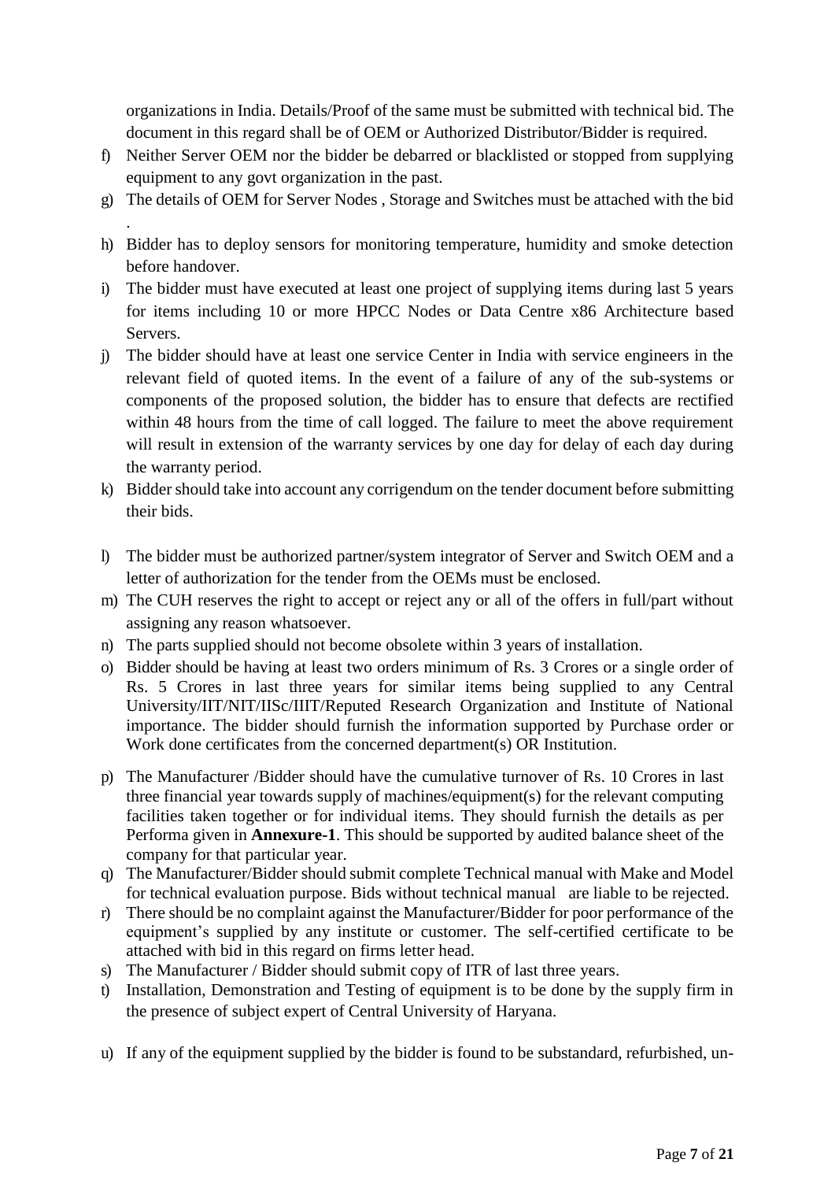organizations in India. Details/Proof of the same must be submitted with technical bid. The document in this regard shall be of OEM or Authorized Distributor/Bidder is required.

f) Neither Server OEM nor the bidder be debarred or blacklisted or stopped from supplying equipment to any govt organization in the past.

g) The details of OEM for Server Nodes , Storage and Switches must be attached with the bid .

h) Bidder has to deploy sensors for monitoring temperature, humidity and smoke detection before handover.

i) The bidder must have executed at least one project of supplying items during last 5 years for items including 10 or more HPCC Nodes or Data Centre x86 Architecture based Servers.

j) The bidder should have at least one service Center in India with service engineers in the relevant field of quoted items. In the event of a failure of any of the sub-systems or components of the proposed solution, the bidder has to ensure that defects are rectified within 48 hours from the time of call logged. The failure to meet the above requirement will result in extension of the warranty services by one day for delay of each day during the warranty period.

k) Bidder should take into account any corrigendum on the tender document before submitting their bids.

l) The bidder must be authorized partner/system integrator of Server and Switch OEM and a letter of authorization for the tender from the OEMs must be enclosed.

m) The CUH reserves the right to accept or reject any or all of the offers in full/part without assigning any reason whatsoever.

n) The parts supplied should not become obsolete within 3 years of installation.

o) Bidder should be having at least two orders minimum of Rs. 3 Crores or a single order of Rs. 5 Crores in last three years for similar items being supplied to any Central University/IIT/NIT/IISc/IIIT/Reputed Research Organization and Institute of National importance. The bidder should furnish the information supported by Purchase order or Work done certificates from the concerned department(s) OR Institution.

p) The Manufacturer /Bidder should have the cumulative turnover of Rs. 10 Crores in last three financial year towards supply of machines/equipment(s) for the relevant computing facilities taken together or for individual items. They should furnish the details as per Performa given in **Annexure-1**. This should be supported by audited balance sheet of the company for that particular year.

q) The Manufacturer/Bidder should submit complete Technical manual with Make and Model for technical evaluation purpose. Bids without technical manual are liable to be rejected.

r) There should be no complaint against the Manufacturer/Bidder for poor performance of the equipment's supplied by any institute or customer. The self-certified certificate to be attached with bid in this regard on firms letter head.

s) The Manufacturer / Bidder should submit copy of ITR of last three years.

t) Installation, Demonstration and Testing of equipment is to be done by the supply firm in the presence of subject expert of Central University of Haryana.

u) If any of the equipment supplied by the bidder is found to be substandard, refurbished, un-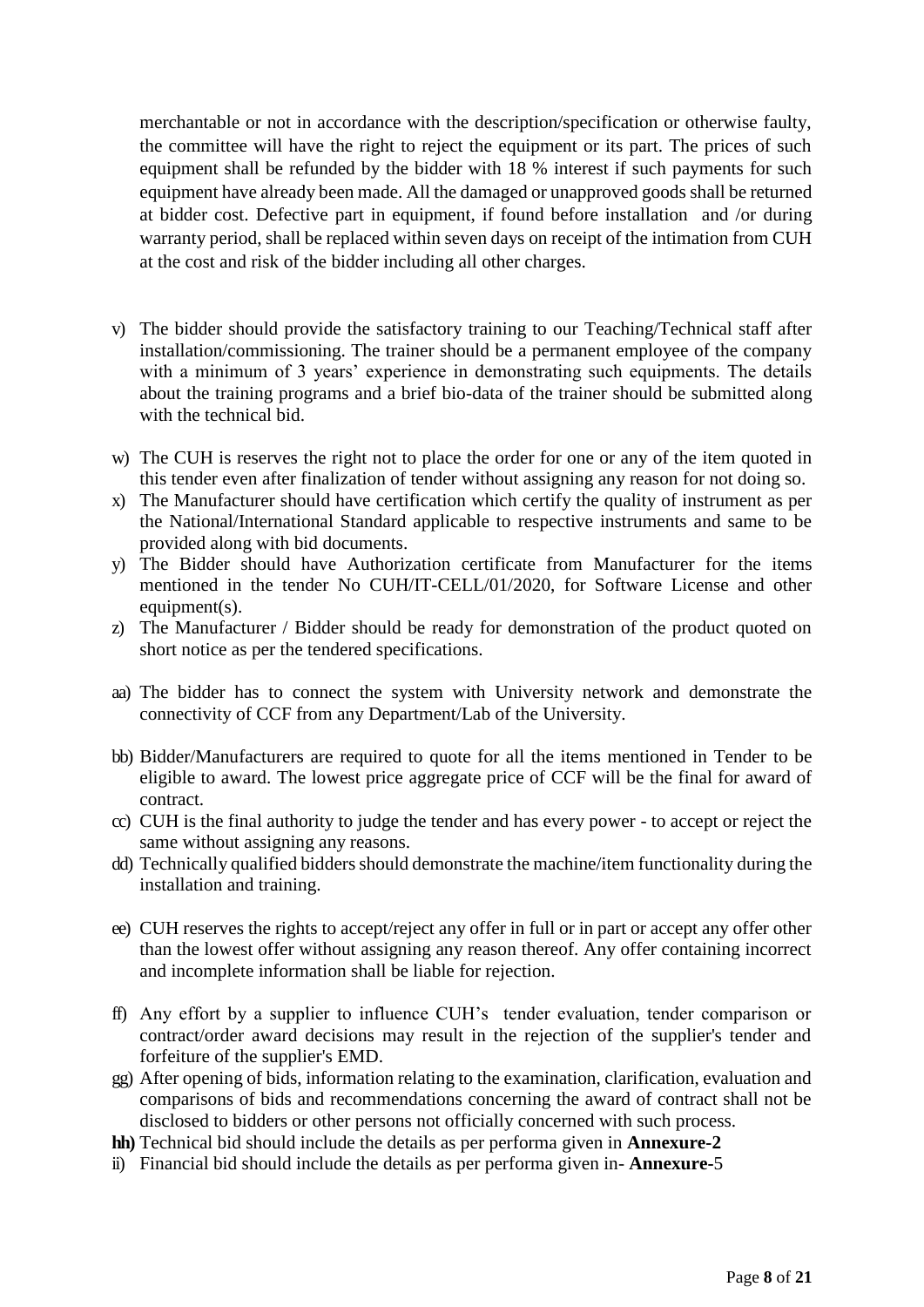merchantable or not in accordance with the description/specification or otherwise faulty, the committee will have the right to reject the equipment or its part. The prices of such equipment shall be refunded by the bidder with 18 % interest if such payments for such equipment have already been made. All the damaged or unapproved goods shall be returned at bidder cost. Defective part in equipment, if found before installation and /or during warranty period, shall be replaced within seven days on receipt of the intimation from CUH at the cost and risk of the bidder including all other charges.

v) The bidder should provide the satisfactory training to our Teaching/Technical staff after installation/commissioning. The trainer should be a permanent employee of the company with a minimum of 3 years' experience in demonstrating such equipments. The details about the training programs and a brief bio-data of the trainer should be submitted along with the technical bid.

w) The CUH is reserves the right not to place the order for one or any of the item quoted in this tender even after finalization of tender without assigning any reason for not doing so.

x) The Manufacturer should have certification which certify the quality of instrument as per the National/International Standard applicable to respective instruments and same to be provided along with bid documents.

y) The Bidder should have Authorization certificate from Manufacturer for the items mentioned in the tender No CUH/IT-CELL/01/2020, for Software License and other equipment(s).

z) The Manufacturer / Bidder should be ready for demonstration of the product quoted on short notice as per the tendered specifications.

aa) The bidder has to connect the system with University network and demonstrate the connectivity of CCF from any Department/Lab of the University.

bb) Bidder/Manufacturers are required to quote for all the items mentioned in Tender to be eligible to award. The lowest price aggregate price of CCF will be the final for award of contract.

cc) CUH is the final authority to judge the tender and has every power - to accept or reject the same without assigning any reasons.

dd) Technically qualified bidders should demonstrate the machine/item functionality during the installation and training.

ee) CUH reserves the rights to accept/reject any offer in full or in part or accept any offer other than the lowest offer without assigning any reason thereof. Any offer containing incorrect and incomplete information shall be liable for rejection.

ff) Any effort by a supplier to influence CUH's tender evaluation, tender comparison or contract/order award decisions may result in the rejection of the supplier's tender and forfeiture of the supplier's EMD.

gg) After opening of bids, information relating to the examination, clarification, evaluation and comparisons of bids and recommendations concerning the award of contract shall not be disclosed to bidders or other persons not officially concerned with such process.

**hh)** Technical bid should include the details as per performa given in **Annexure-2**

ii) Financial bid should include the details as per performa given in- **Annexure-**5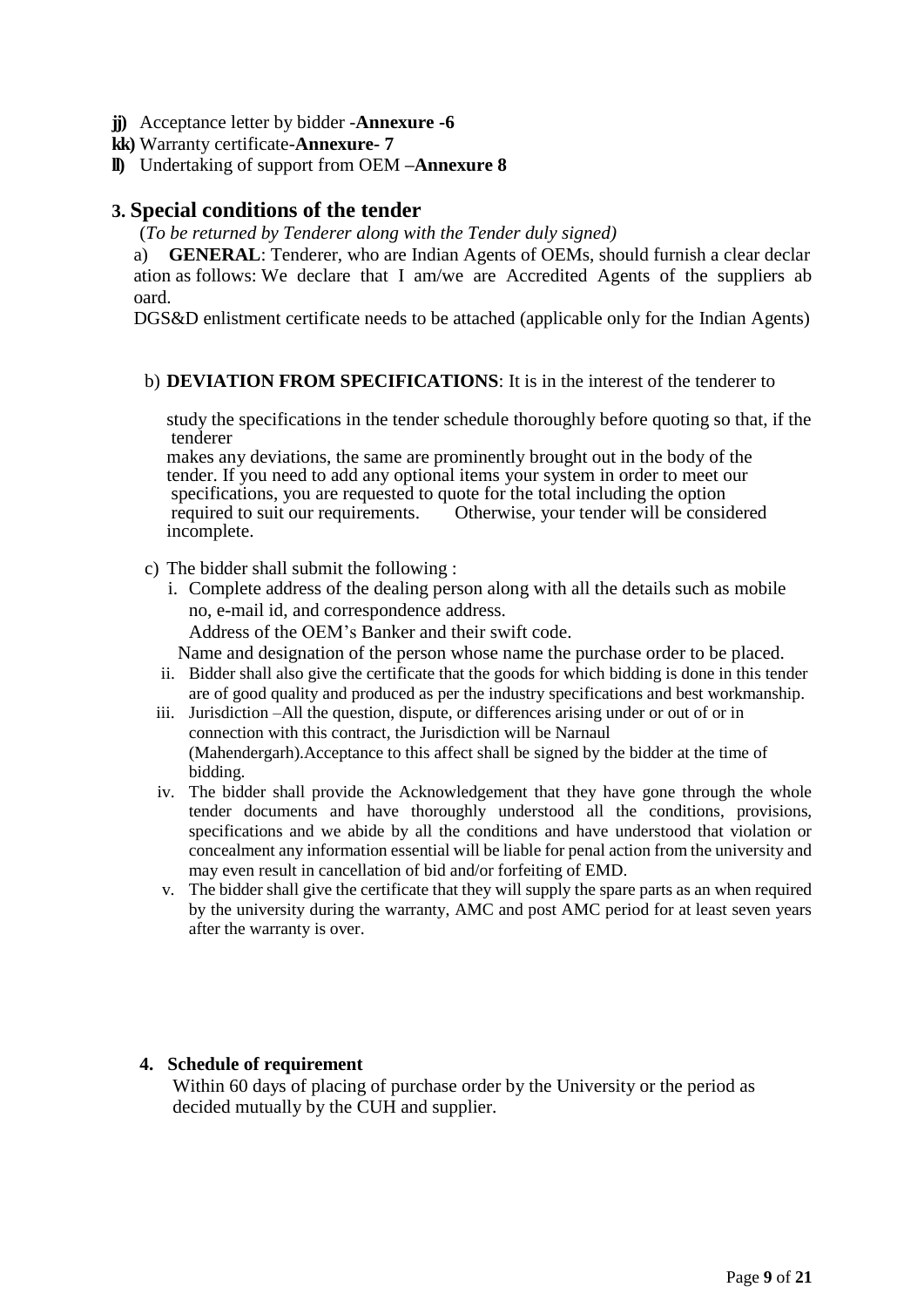**jj)** Acceptance letter by bidder -**Annexure -6**
**kk)** Warranty certificate-**Annexure- 7**
**ll)** Undertaking of support from OEM –**Annexure 8**

## 3. Special conditions of the tender

(*To be returned by Tenderer along with the Tender duly signed)*

a) **GENERAL**: Tenderer, who are Indian Agents of OEMs, should furnish a clear declaration as follows: We declare that I am/we are Accredited Agents of the suppliers aboard.

DGS&D enlistment certificate needs to be attached (applicable only for the Indian Agents)

b) **DEVIATION FROM SPECIFICATIONS**: It is in the interest of the tenderer to study the specifications in the tender schedule thoroughly before quoting so that, if the tenderer makes any deviations, the same are prominently brought out in the body of the tender. If you need to add any optional items your system in order to meet our specifications, you are requested to quote for the total including the option required to suit our requirements. Otherwise, your tender will be considered incomplete.

c) The bidder shall submit the following :

i. Complete address of the dealing person along with all the details such as mobile no, e-mail id, and correspondence address.
Address of the OEM's Banker and their swift code.
Name and designation of the person whose name the purchase order to be placed.

ii. Bidder shall also give the certificate that the goods for which bidding is done in this tender are of good quality and produced as per the industry specifications and best workmanship.

iii. Jurisdiction –All the question, dispute, or differences arising under or out of or in connection with this contract, the Jurisdiction will be Narnaul (Mahendergarh).Acceptance to this affect shall be signed by the bidder at the time of bidding.

iv. The bidder shall provide the Acknowledgement that they have gone through the whole tender documents and have thoroughly understood all the conditions, provisions, specifications and we abide by all the conditions and have understood that violation or concealment any information essential will be liable for penal action from the university and may even result in cancellation of bid and/or forfeiting of EMD.

v. The bidder shall give the certificate that they will supply the spare parts as an when required by the university during the warranty, AMC and post AMC period for at least seven years after the warranty is over.

## 4. Schedule of requirement

Within 60 days of placing of purchase order by the University or the period as decided mutually by the CUH and supplier.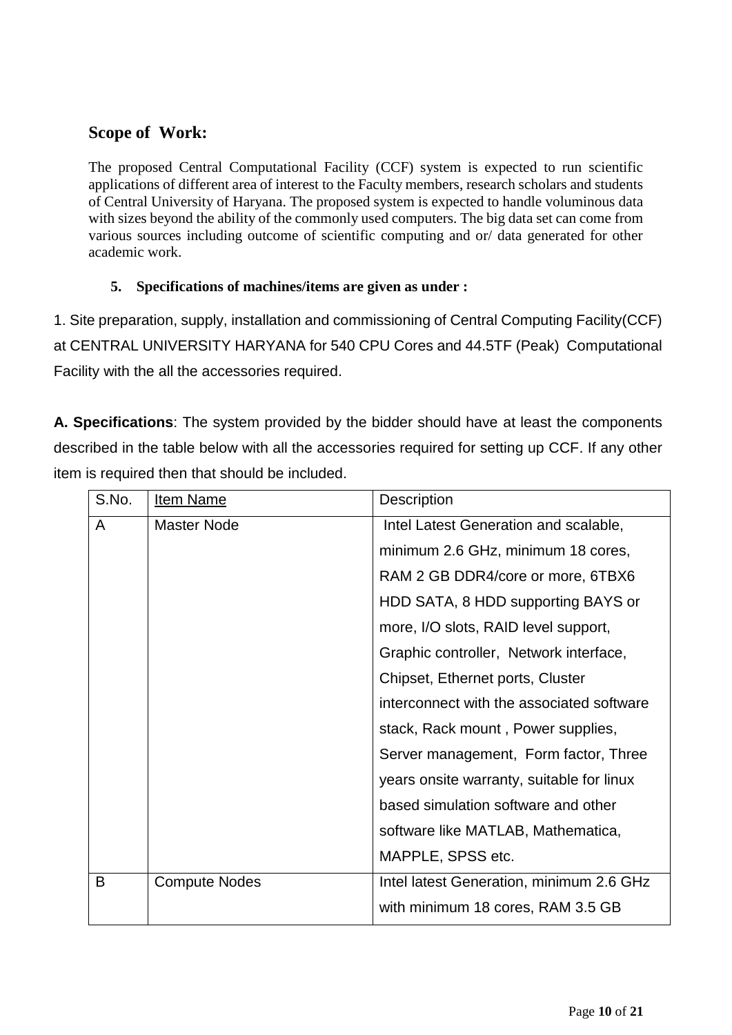## Scope of Work:

The proposed Central Computational Facility (CCF) system is expected to run scientific applications of different area of interest to the Faculty members, research scholars and students of Central University of Haryana. The proposed system is expected to handle voluminous data with sizes beyond the ability of the commonly used computers. The big data set can come from various sources including outcome of scientific computing and or/ data generated for other academic work.

5. **Specifications of machines/items are given as under :**

1. Site preparation, supply, installation and commissioning of Central Computing Facility(CCF) at CENTRAL UNIVERSITY HARYANA for 540 CPU Cores and 44.5TF (Peak) Computational Facility with the all the accessories required.

**A. Specifications**: The system provided by the bidder should have at least the components described in the table below with all the accessories required for setting up CCF. If any other item is required then that should be included.

| S.No. | Item Name | Description |
|---|---|---|
| A | Master Node | Intel Latest Generation and scalable, minimum 2.6 GHz, minimum 18 cores, RAM 2 GB DDR4/core or more, 6TBX6 HDD SATA, 8 HDD supporting BAYS or more, I/O slots, RAID level support, Graphic controller, Network interface, Chipset, Ethernet ports, Cluster interconnect with the associated software stack, Rack mount , Power supplies, Server management, Form factor, Three years onsite warranty, suitable for linux based simulation software and other software like MATLAB, Mathematica, MAPPLE, SPSS etc. |
| B | Compute Nodes | Intel latest Generation, minimum 2.6 GHz with minimum 18 cores, RAM 3.5 GB |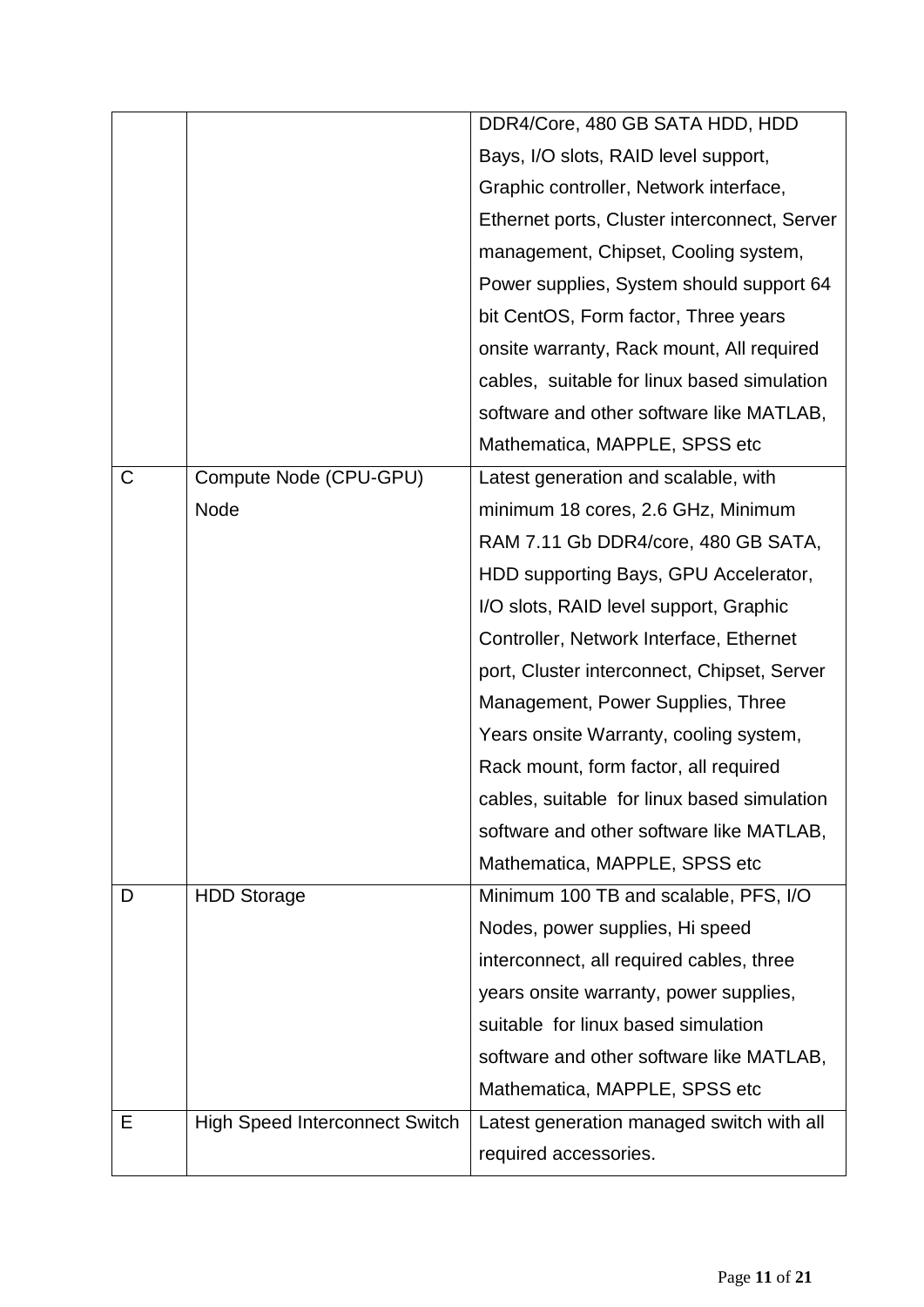| | | |
|---|---|---|
| | | DDR4/Core, 480 GB SATA HDD, HDD Bays, I/O slots, RAID level support, Graphic controller, Network interface, Ethernet ports, Cluster interconnect, Server management, Chipset, Cooling system, Power supplies, System should support 64 bit CentOS, Form factor, Three years onsite warranty, Rack mount, All required cables, suitable for linux based simulation software and other software like MATLAB, Mathematica, MAPPLE, SPSS etc |
| C | Compute Node (CPU-GPU) Node | Latest generation and scalable, with minimum 18 cores, 2.6 GHz, Minimum RAM 7.11 Gb DDR4/core, 480 GB SATA, HDD supporting Bays, GPU Accelerator, I/O slots, RAID level support, Graphic Controller, Network Interface, Ethernet port, Cluster interconnect, Chipset, Server Management, Power Supplies, Three Years onsite Warranty, cooling system, Rack mount, form factor, all required cables, suitable for linux based simulation software and other software like MATLAB, Mathematica, MAPPLE, SPSS etc |
| D | HDD Storage | Minimum 100 TB and scalable, PFS, I/O Nodes, power supplies, Hi speed interconnect, all required cables, three years onsite warranty, power supplies, suitable for linux based simulation software and other software like MATLAB, Mathematica, MAPPLE, SPSS etc |
| E | High Speed Interconnect Switch | Latest generation managed switch with all required accessories. |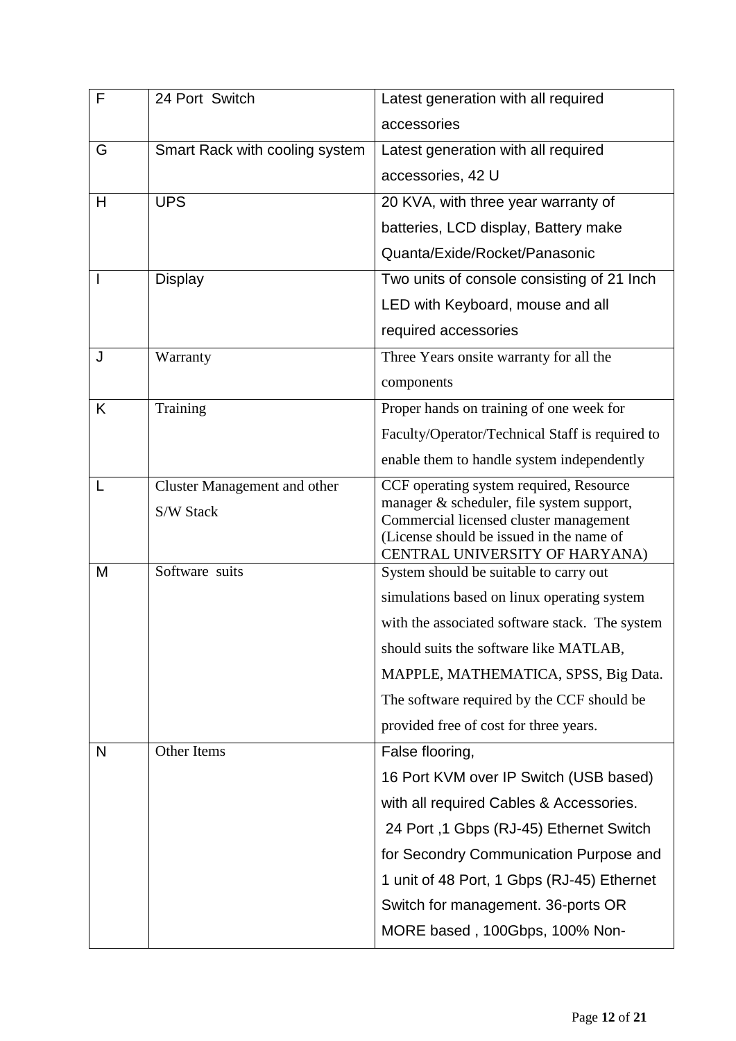| F | 24 Port Switch | Latest generation with all required accessories |
|---|---|---|
| G | Smart Rack with cooling system | Latest generation with all required accessories, 42 U |
| H | UPS | 20 KVA, with three year warranty of batteries, LCD display, Battery make Quanta/Exide/Rocket/Panasonic |
| I | Display | Two units of console consisting of 21 Inch LED with Keyboard, mouse and all required accessories |
| J | Warranty | Three Years onsite warranty for all the components |
| K | Training | Proper hands on training of one week for Faculty/Operator/Technical Staff is required to enable them to handle system independently |
| L | Cluster Management and other S/W Stack | CCF operating system required, Resource manager & scheduler, file system support, Commercial licensed cluster management (License should be issued in the name of CENTRAL UNIVERSITY OF HARYANA) |
| M | Software suits | System should be suitable to carry out simulations based on linux operating system with the associated software stack. The system should suits the software like MATLAB, MAPPLE, MATHEMATICA, SPSS, Big Data. The software required by the CCF should be provided free of cost for three years. |
| N | Other Items | False flooring, 16 Port KVM over IP Switch (USB based) with all required Cables & Accessories. 24 Port ,1 Gbps (RJ-45) Ethernet Switch for Secondry Communication Purpose and 1 unit of 48 Port, 1 Gbps (RJ-45) Ethernet Switch for management. 36-ports OR MORE based , 100Gbps, 100% Non- |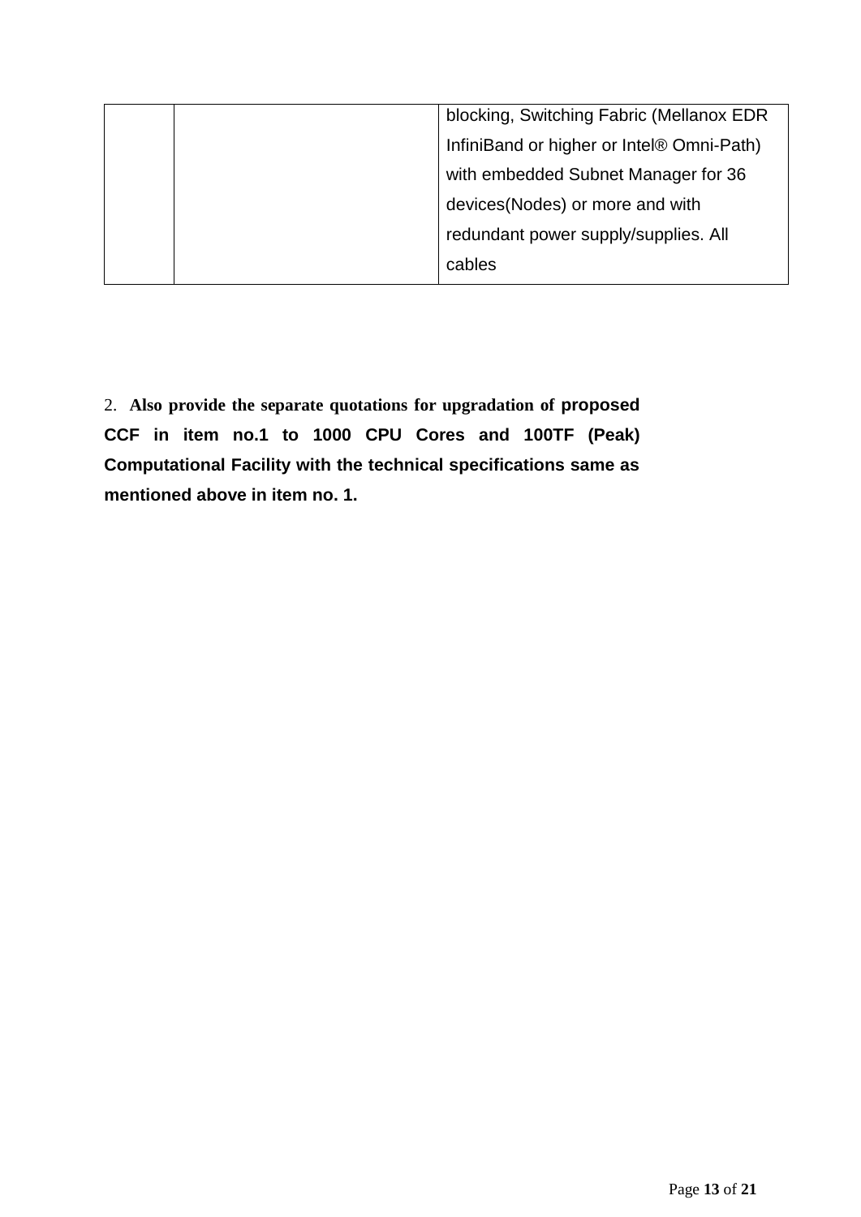| | | |
|---|---|---|
| | | blocking, Switching Fabric (Mellanox EDR InfiniBand or higher or Intel® Omni-Path) with embedded Subnet Manager for 36 devices(Nodes) or more and with redundant power supply/supplies. All cables |

2. **Also provide the separate quotations for upgradation of proposed CCF in item no.1 to 1000 CPU Cores and 100TF (Peak) Computational Facility with the technical specifications same as mentioned above in item no. 1.**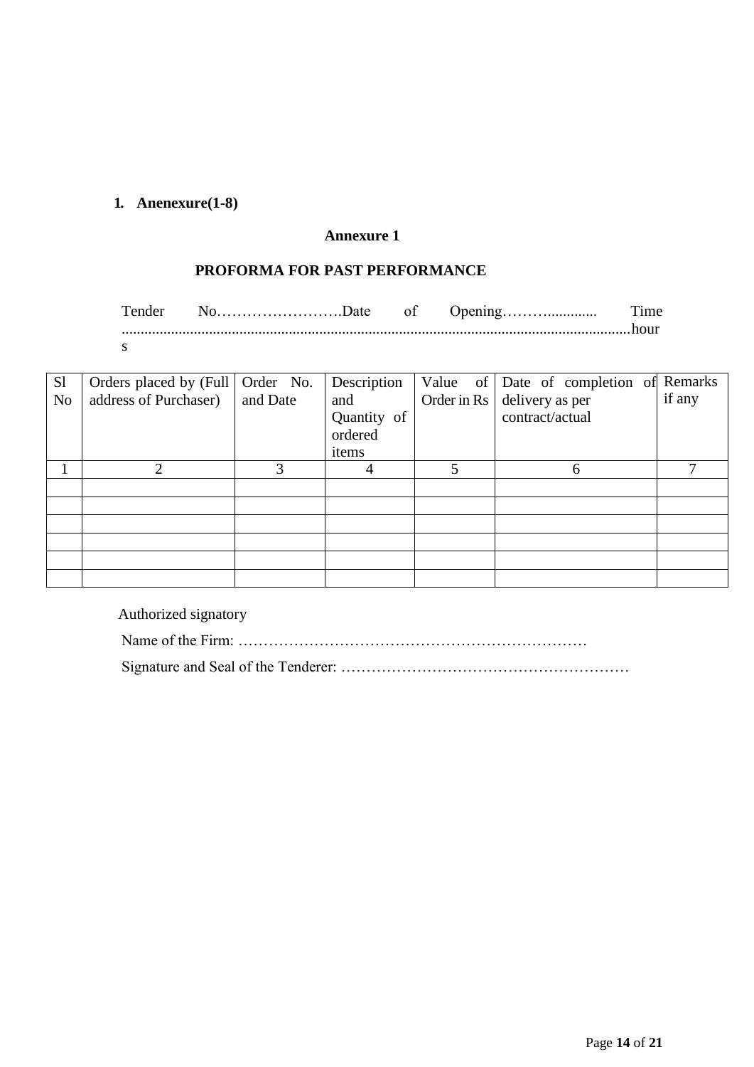1. **Anenexure(1-8)**

## Annexure 1

### PROFORMA FOR PAST PERFORMANCE

Tender No…………………….Date of Opening………............ Time ....................................................................................................................................hours

| Sl No | Orders placed by (Full address of Purchaser) | Order No. and Date | Description and Quantity of ordered items | Value of Order in Rs | Date of completion of delivery as per contract/actual | Remarks if any |
|---|---|---|---|---|---|---|
| 1 | 2 | 3 | 4 | 5 | 6 | 7 |
| | | | | | | |
| | | | | | | |
| | | | | | | |
| | | | | | | |
| | | | | | | |
| | | | | | | |

Authorized signatory

Name of the Firm: ……………………………………………………………

Signature and Seal of the Tenderer: …………………………………………………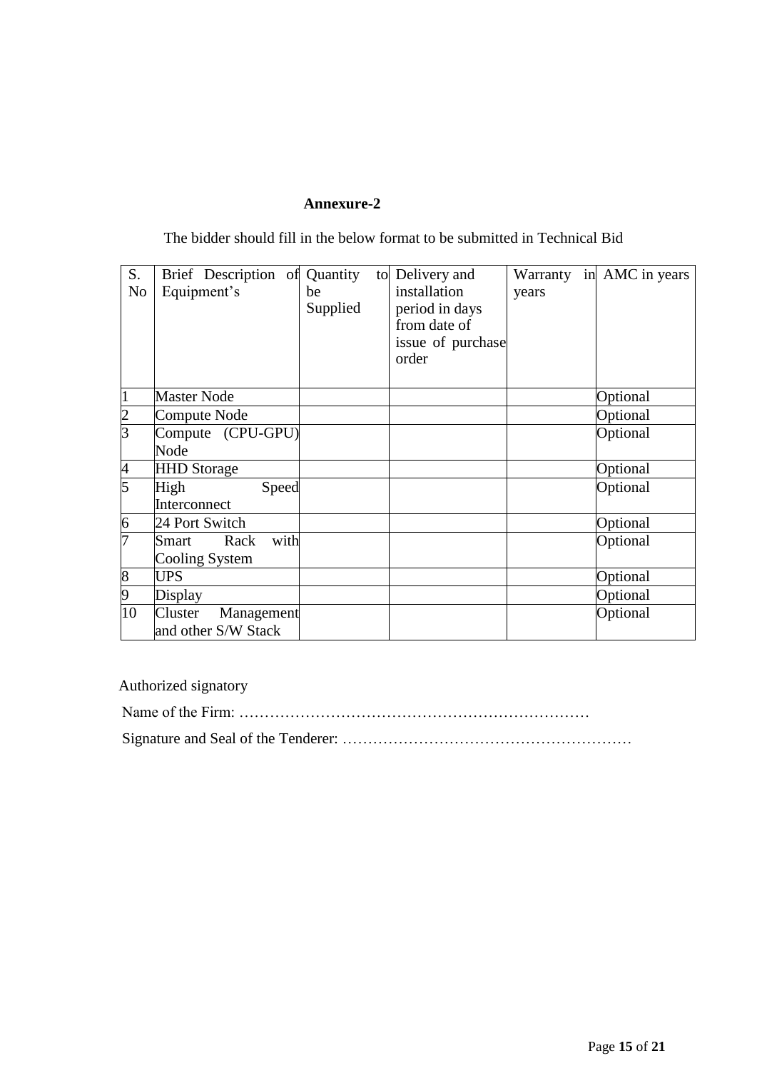**Annexure-2**

The bidder should fill in the below format to be submitted in Technical Bid

| S. No | Brief Description of Equipment's | Quantity to be Supplied | Delivery and installation period in days from date of issue of purchase order | Warranty in years | AMC in years |
|---|---|---|---|---|---|
| 1 | Master Node | | | | Optional |
| 2 | Compute Node | | | | Optional |
| 3 | Compute (CPU-GPU) Node | | | | Optional |
| 4 | HHD Storage | | | | Optional |
| 5 | High Speed Interconnect | | | | Optional |
| 6 | 24 Port Switch | | | | Optional |
| 7 | Smart Rack with Cooling System | | | | Optional |
| 8 | UPS | | | | Optional |
| 9 | Display | | | | Optional |
| 10 | Cluster Management and other S/W Stack | | | | Optional |

Authorized signatory

Name of the Firm: ……………………………………………………………

Signature and Seal of the Tenderer: …………………………………………………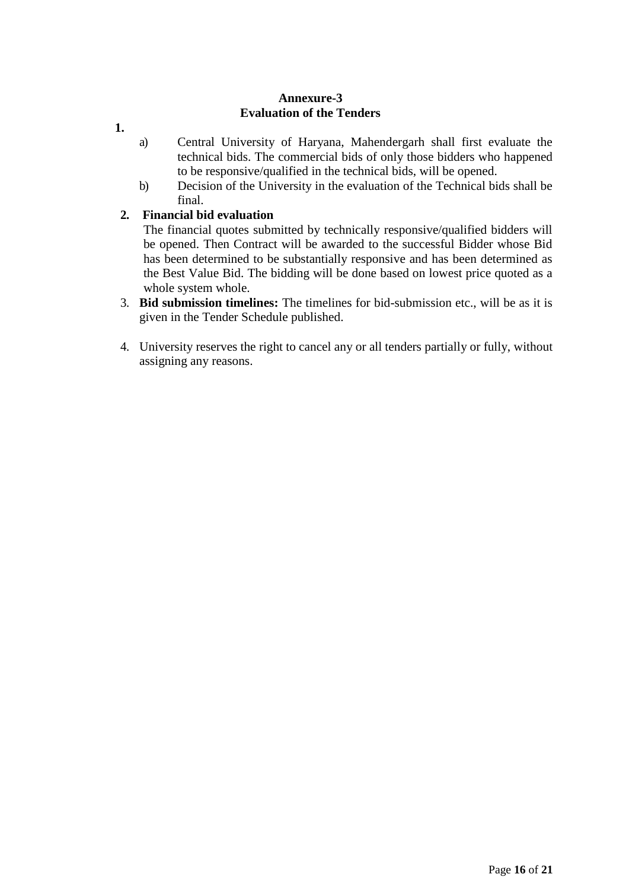**Annexure-3**
**Evaluation of the Tenders**

**1.**

a) Central University of Haryana, Mahendergarh shall first evaluate the technical bids. The commercial bids of only those bidders who happened to be responsive/qualified in the technical bids, will be opened.

b) Decision of the University in the evaluation of the Technical bids shall be final.

**2. Financial bid evaluation**

The financial quotes submitted by technically responsive/qualified bidders will be opened. Then Contract will be awarded to the successful Bidder whose Bid has been determined to be substantially responsive and has been determined as the Best Value Bid. The bidding will be done based on lowest price quoted as a whole system whole.

3. **Bid submission timelines:** The timelines for bid-submission etc., will be as it is given in the Tender Schedule published.

4. University reserves the right to cancel any or all tenders partially or fully, without assigning any reasons.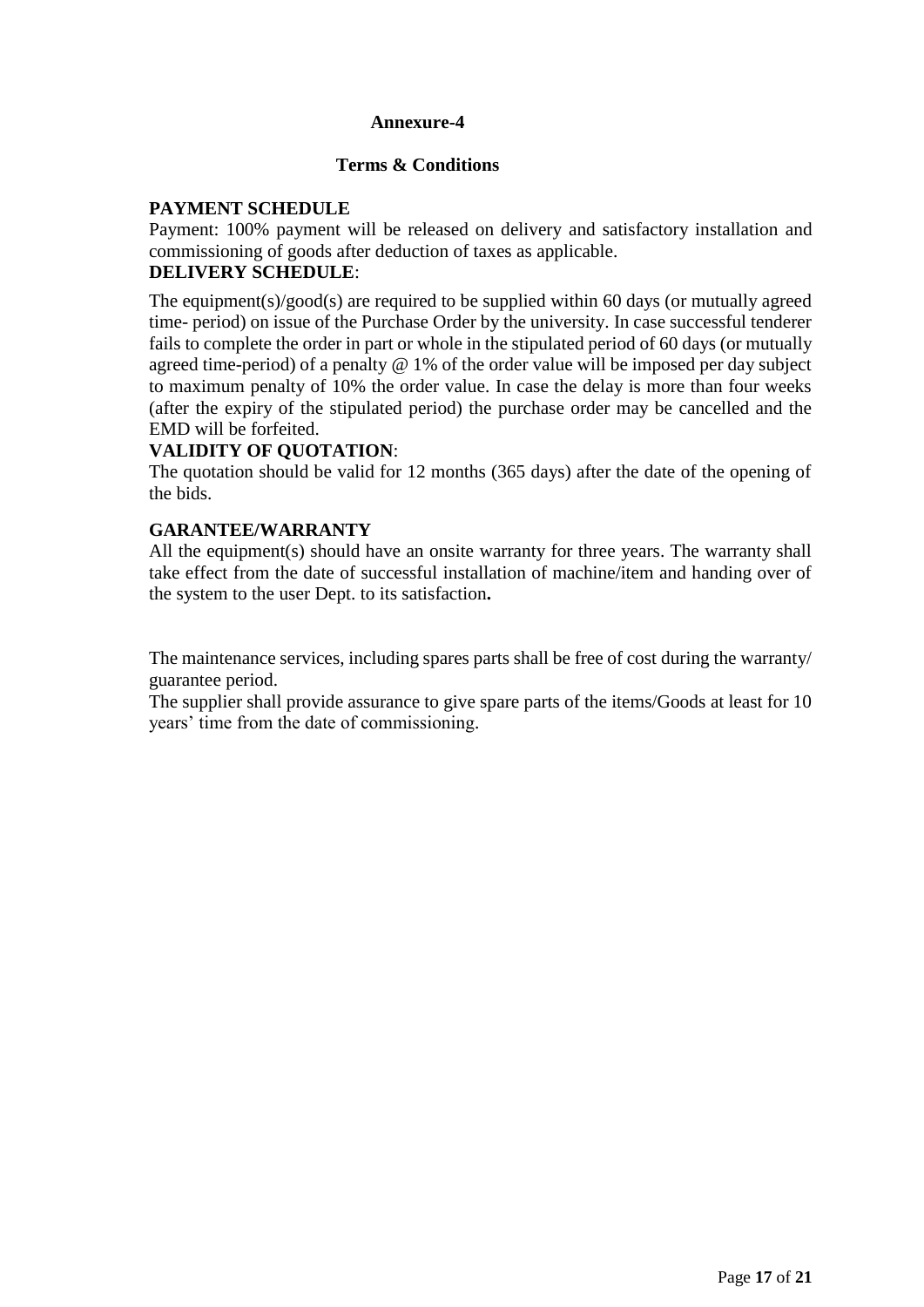## Annexure-4

### Terms & Conditions

**PAYMENT SCHEDULE**

Payment: 100% payment will be released on delivery and satisfactory installation and commissioning of goods after deduction of taxes as applicable.

**DELIVERY SCHEDULE**:

The equipment(s)/good(s) are required to be supplied within 60 days (or mutually agreed time- period) on issue of the Purchase Order by the university. In case successful tenderer fails to complete the order in part or whole in the stipulated period of 60 days (or mutually agreed time-period) of a penalty @ 1% of the order value will be imposed per day subject to maximum penalty of 10% the order value. In case the delay is more than four weeks (after the expiry of the stipulated period) the purchase order may be cancelled and the EMD will be forfeited.

**VALIDITY OF QUOTATION**:

The quotation should be valid for 12 months (365 days) after the date of the opening of the bids.

**GARANTEE/WARRANTY**

All the equipment(s) should have an onsite warranty for three years. The warranty shall take effect from the date of successful installation of machine/item and handing over of the system to the user Dept. to its satisfaction**.**

The maintenance services, including spares parts shall be free of cost during the warranty/ guarantee period.

The supplier shall provide assurance to give spare parts of the items/Goods at least for 10 years' time from the date of commissioning.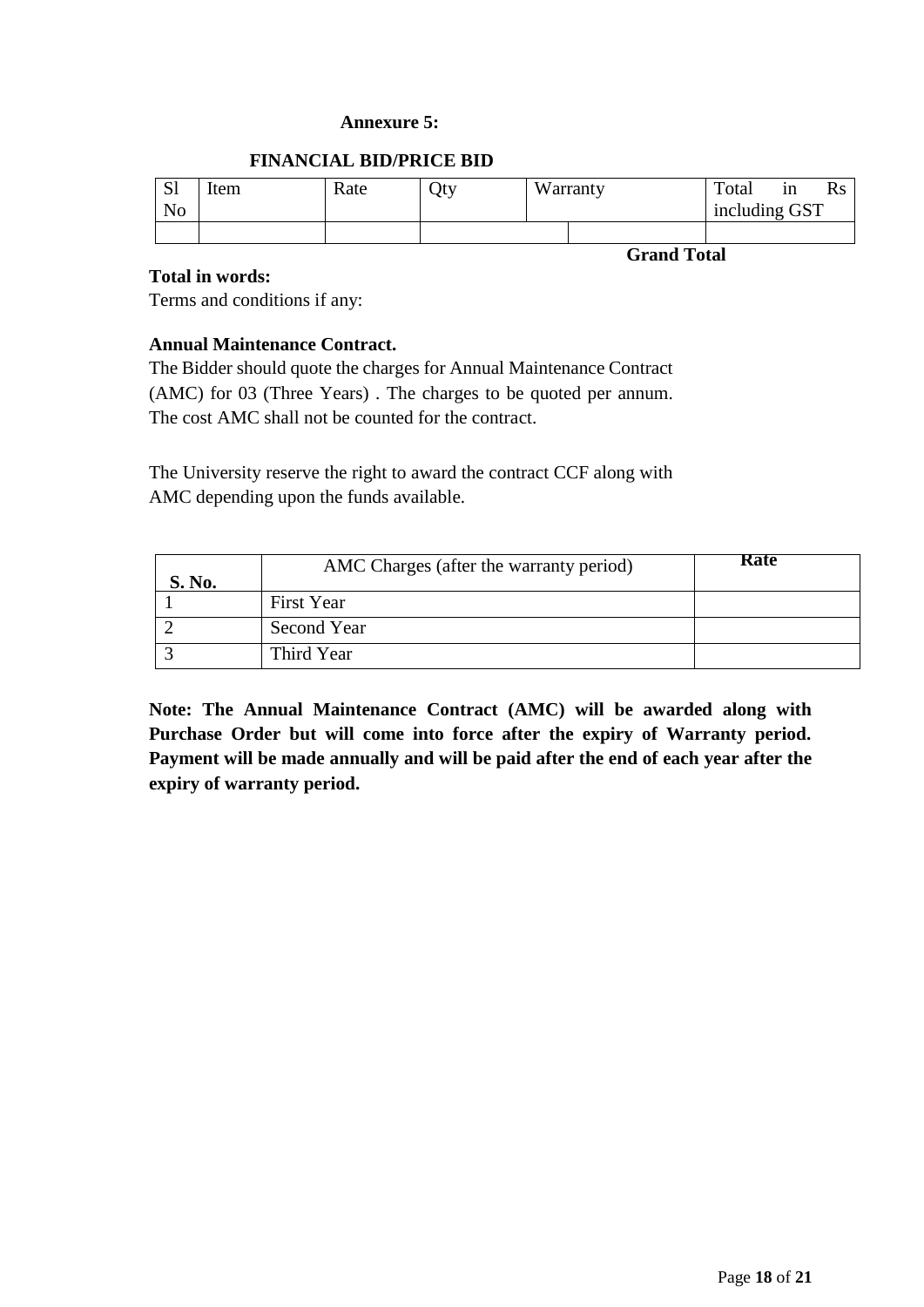**Annexure 5:**

**FINANCIAL BID/PRICE BID**

| Sl No | Item | Rate | Qty | Warranty | | Total in Rs including GST |
|---|---|---|---|---|---|---|
| | | | | | | |

**Grand Total**

**Total in words:**

Terms and conditions if any:

**Annual Maintenance Contract.**

The Bidder should quote the charges for Annual Maintenance Contract (AMC) for 03 (Three Years) . The charges to be quoted per annum. The cost AMC shall not be counted for the contract.

The University reserve the right to award the contract CCF along with AMC depending upon the funds available.

| **S. No.** | AMC Charges (after the warranty period) | **Rate** |
|---|---|---|
| 1 | First Year | |
| 2 | Second Year | |
| 3 | Third Year | |

**Note: The Annual Maintenance Contract (AMC) will be awarded along with Purchase Order but will come into force after the expiry of Warranty period. Payment will be made annually and will be paid after the end of each year after the expiry of warranty period.**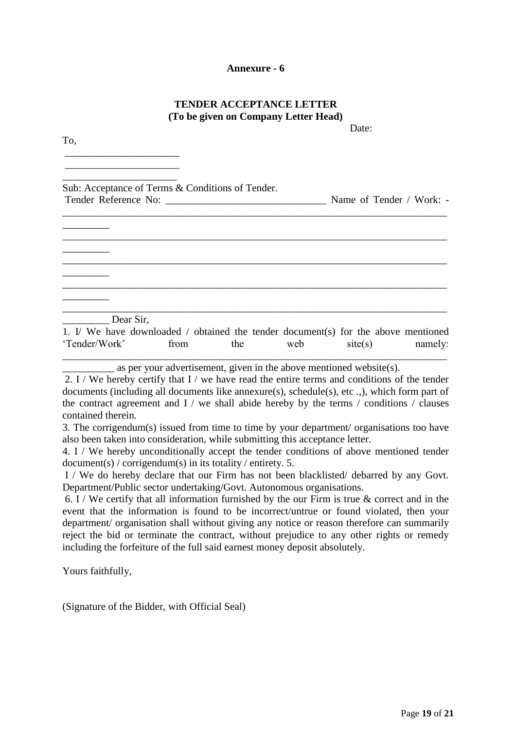**Annexure - 6**

**TENDER ACCEPTANCE LETTER**
**(To be given on Company Letter Head)**

Date:

To,

______________________
______________________
______________________

Sub: Acceptance of Terms & Conditions of Tender.
Tender Reference No: _______________________________ Name of Tender / Work: - ______________________________________________________________________________
______________________________________________________________________________
______________________________________________________________________________
______________________________________________________________________________
______________________________________________________________________________
_________ Dear Sir,

1. I/ We have downloaded / obtained the tender document(s) for the above mentioned 'Tender/Work' from the web site(s) namely: ______________________________________________________________________________ __________ as per your advertisement, given in the above mentioned website(s).

2. I / We hereby certify that I / we have read the entire terms and conditions of the tender documents (including all documents like annexure(s), schedule(s), etc .,), which form part of the contract agreement and I / we shall abide hereby by the terms / conditions / clauses contained therein.

3. The corrigendum(s) issued from time to time by your department/ organisations too have also been taken into consideration, while submitting this acceptance letter.

4. I / We hereby unconditionally accept the tender conditions of above mentioned tender document(s) / corrigendum(s) in its totality / entirety. 5.

I / We do hereby declare that our Firm has not been blacklisted/ debarred by any Govt. Department/Public sector undertaking/Govt. Autonomous organisations.

6. I / We certify that all information furnished by the our Firm is true & correct and in the event that the information is found to be incorrect/untrue or found violated, then your department/ organisation shall without giving any notice or reason therefore can summarily reject the bid or terminate the contract, without prejudice to any other rights or remedy including the forfeiture of the full said earnest money deposit absolutely.

Yours faithfully,

(Signature of the Bidder, with Official Seal)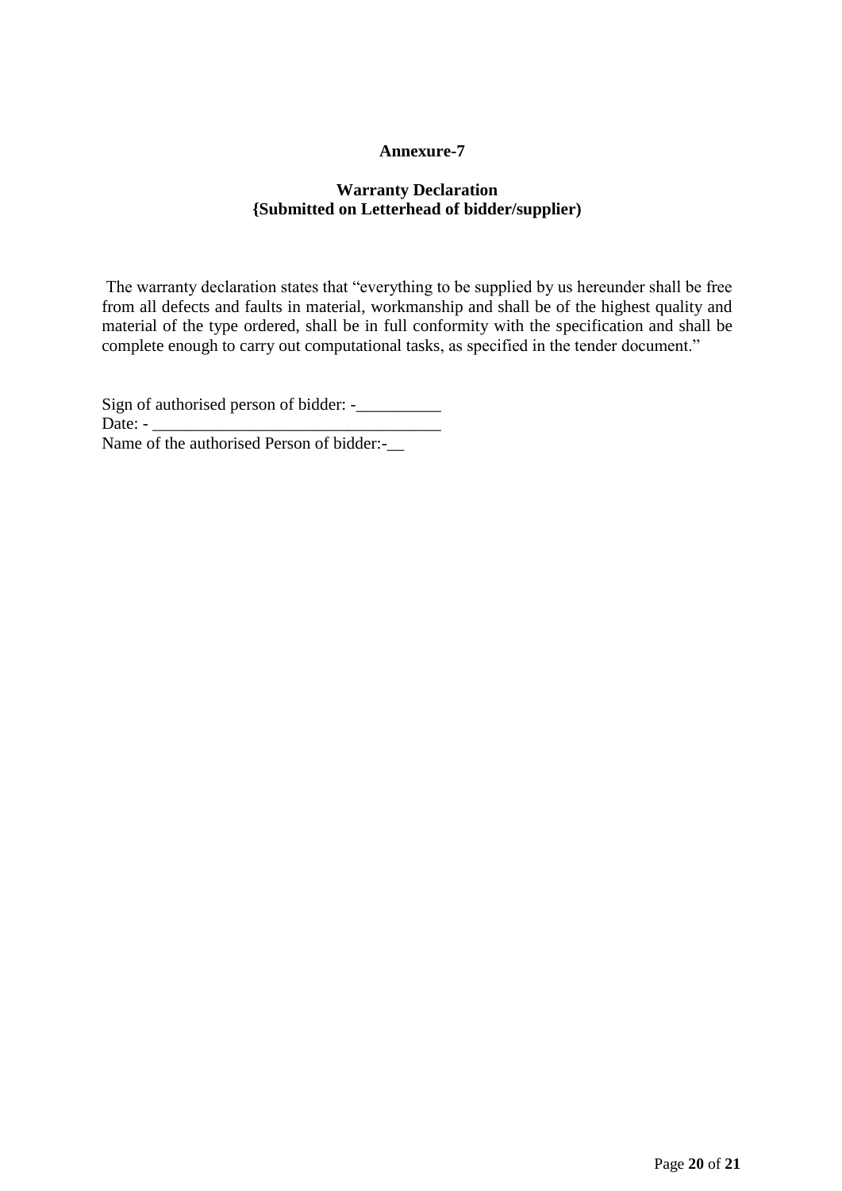**Annexure-7**

**Warranty Declaration**
**{Submitted on Letterhead of bidder/supplier)**

The warranty declaration states that "everything to be supplied by us hereunder shall be free from all defects and faults in material, workmanship and shall be of the highest quality and material of the type ordered, shall be in full conformity with the specification and shall be complete enough to carry out computational tasks, as specified in the tender document."

Sign of authorised person of bidder: -__________
Date: - _________________________________
Name of the authorised Person of bidder:-__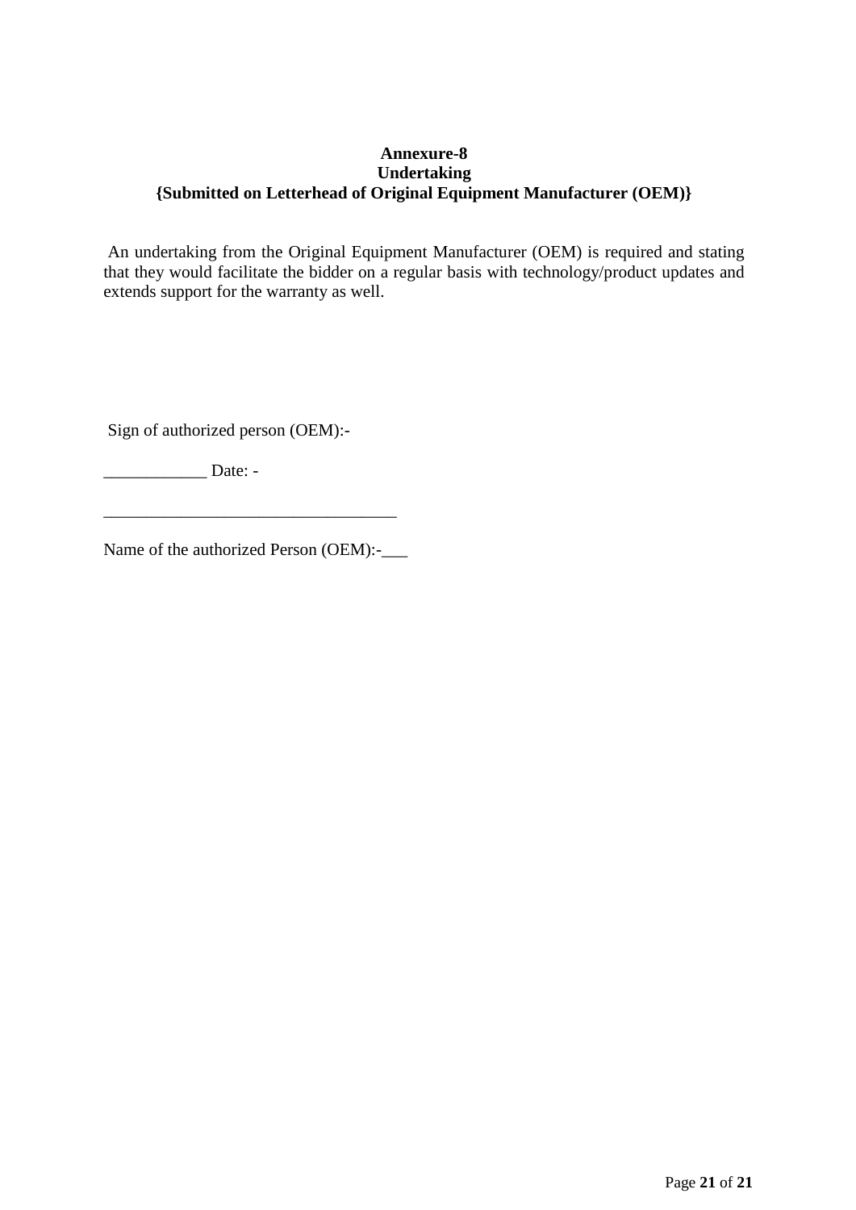**Annexure-8**
**Undertaking**
**{Submitted on Letterhead of Original Equipment Manufacturer (OEM)}**

An undertaking from the Original Equipment Manufacturer (OEM) is required and stating that they would facilitate the bidder on a regular basis with technology/product updates and extends support for the warranty as well.

Sign of authorized person (OEM):-

____________ Date: -

__________________________________

Name of the authorized Person (OEM):-___